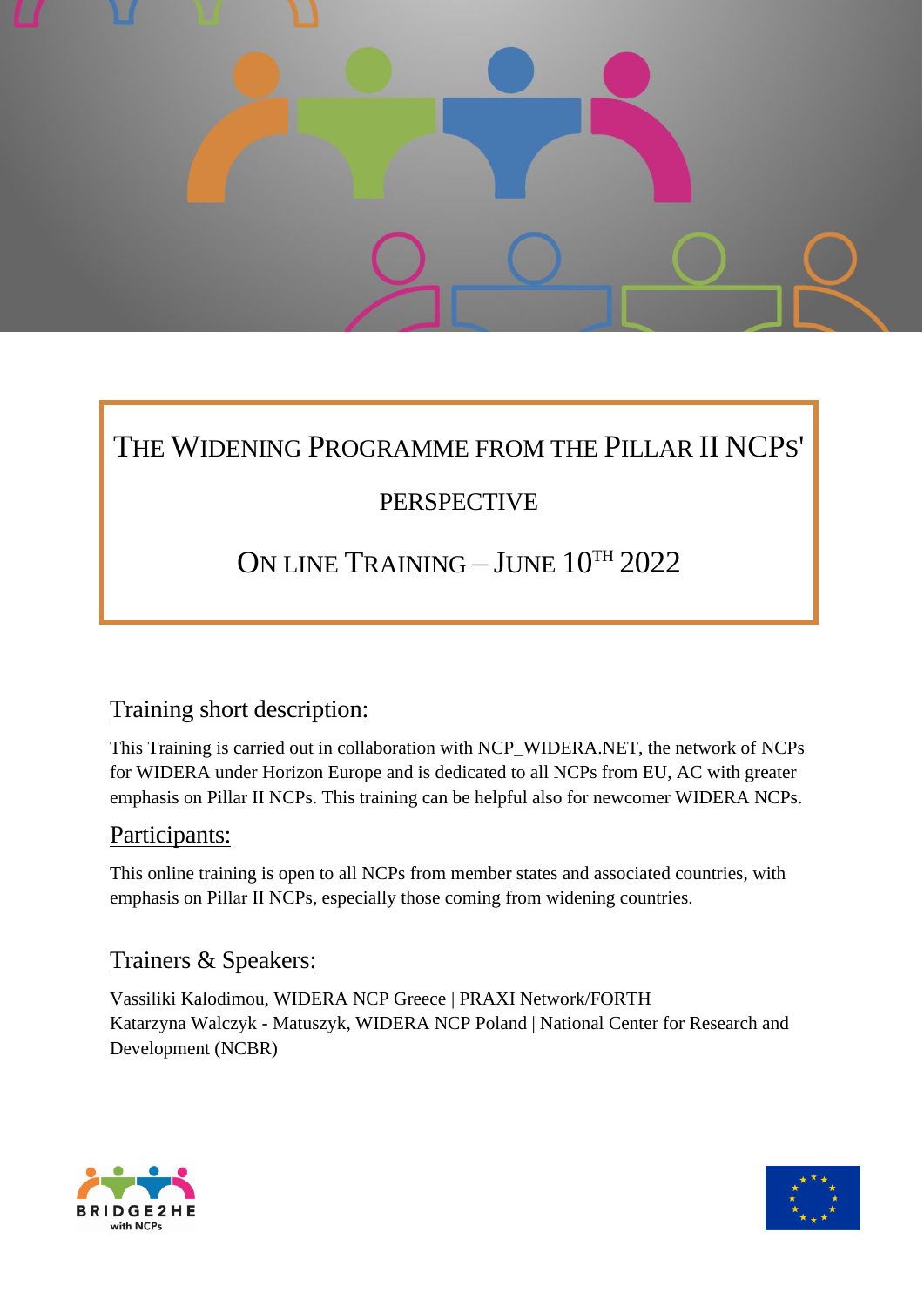# THE WIDENING PROGRAMME FROM THE PILLAR II NCPS' PERSPECTIVE

## ON LINE TRAINING – JUNE 10TH 2022

## Training short description:

This Training is carried out in collaboration with NCP_WIDERA.NET, the network of NCPs for WIDERA under Horizon Europe and is dedicated to all NCPs from EU, AC with greater emphasis on Pillar II NCPs. This training can be helpful also for newcomer WIDERA NCPs.

## Participants:

This online training is open to all NCPs from member states and associated countries, with emphasis on Pillar II NCPs, especially those coming from widening countries.

## Trainers & Speakers:

Vassiliki Kalodimou, WIDERA NCP Greece | PRAXI Network/FORTH
Katarzyna Walczyk - Matuszyk, WIDERA NCP Poland | National Center for Research and Development (NCBR)

BRIDGE2HE with NCPs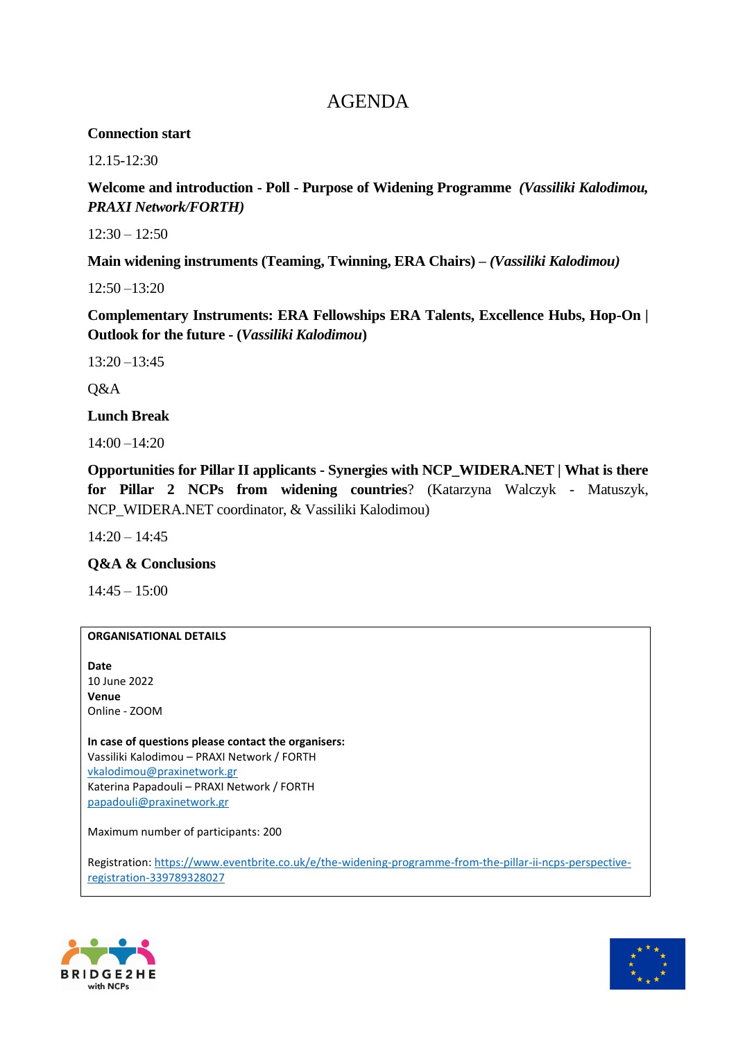# AGENDA

**Connection start**

12.15-12:30

**Welcome and introduction - Poll - Purpose of Widening Programme** ***(Vassiliki Kalodimou, PRAXI Network/FORTH)***

12:30 – 12:50

**Main widening instruments (Teaming, Twinning, ERA Chairs) –** ***(Vassiliki Kalodimou)***

12:50 –13:20

**Complementary Instruments: ERA Fellowships ERA Talents, Excellence Hubs, Hop-On | Outlook for the future - (*****Vassiliki Kalodimou*****)**

13:20 –13:45

Q&A

**Lunch Break**

14:00 –14:20

**Opportunities for Pillar II applicants - Synergies with NCP_WIDERA.NET | What is there for Pillar 2 NCPs from widening countries**? (Katarzyna Walczyk - Matuszyk, NCP_WIDERA.NET coordinator, & Vassiliki Kalodimou)

14:20 – 14:45

**Q&A & Conclusions**

14:45 – 15:00

**ORGANISATIONAL DETAILS**

**Date**
10 June 2022
**Venue**
Online - ZOOM

**In case of questions please contact the organisers:**
Vassiliki Kalodimou – PRAXI Network / FORTH
vkalodimou@praxinetwork.gr
Katerina Papadouli – PRAXI Network / FORTH
papadouli@praxinetwork.gr

Maximum number of participants: 200

Registration: https://www.eventbrite.co.uk/e/the-widening-programme-from-the-pillar-ii-ncps-perspective-registration-339789328027

BRIDGE2HE with NCPs